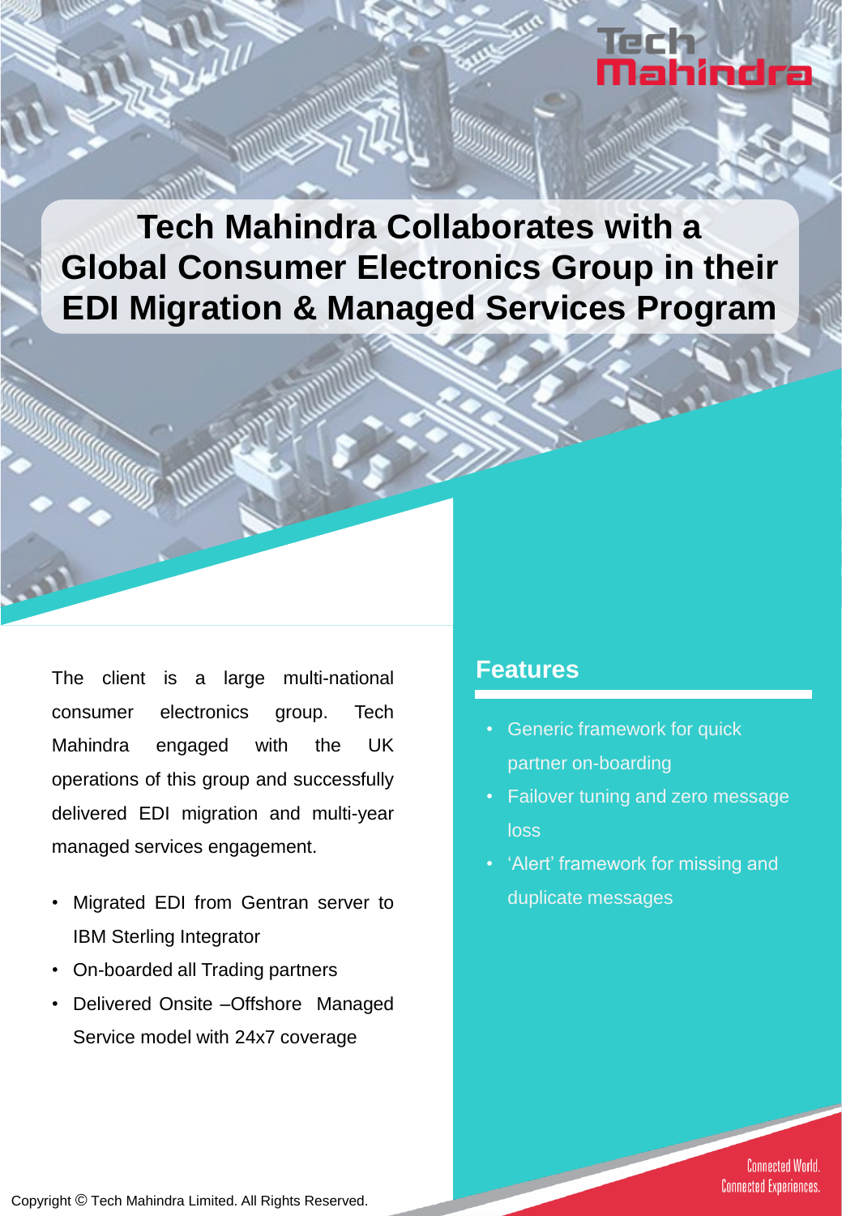# Tech Mahindra Collaborates with a Global Consumer Electronics Group in their EDI Migration & Managed Services Program

The client is a large multi-national consumer electronics group. Tech Mahindra engaged with the UK operations of this group and successfully delivered EDI migration and multi-year managed services engagement.

- Migrated EDI from Gentran server to IBM Sterling Integrator
- On-boarded all Trading partners
- Delivered Onsite –Offshore Managed Service model with 24x7 coverage

## Features

- Generic framework for quick partner on-boarding
- Failover tuning and zero message loss
- 'Alert' framework for missing and duplicate messages

Connected World. Connected Experiences.

Copyright © Tech Mahindra Limited. All Rights Reserved.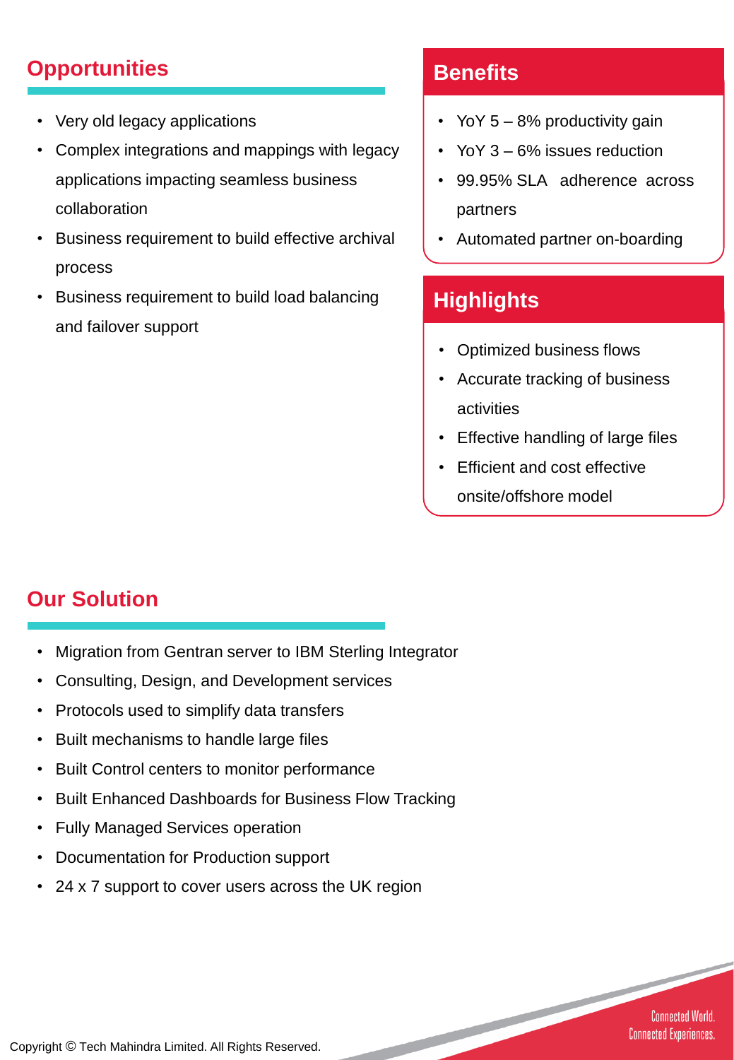## Opportunities

- Very old legacy applications
- Complex integrations and mappings with legacy applications impacting seamless business collaboration
- Business requirement to build effective archival process
- Business requirement to build load balancing and failover support

## Benefits

- YoY 5 – 8% productivity gain
- YoY 3 – 6% issues reduction
- 99.95% SLA adherence across partners
- Automated partner on-boarding

## Highlights

- Optimized business flows
- Accurate tracking of business activities
- Effective handling of large files
- Efficient and cost effective onsite/offshore model

## Our Solution

- Migration from Gentran server to IBM Sterling Integrator
- Consulting, Design, and Development services
- Protocols used to simplify data transfers
- Built mechanisms to handle large files
- Built Control centers to monitor performance
- Built Enhanced Dashboards for Business Flow Tracking
- Fully Managed Services operation
- Documentation for Production support
- 24 x 7 support to cover users across the UK region

Copyright © Tech Mahindra Limited. All Rights Reserved.

Connected World. Connected Experiences.